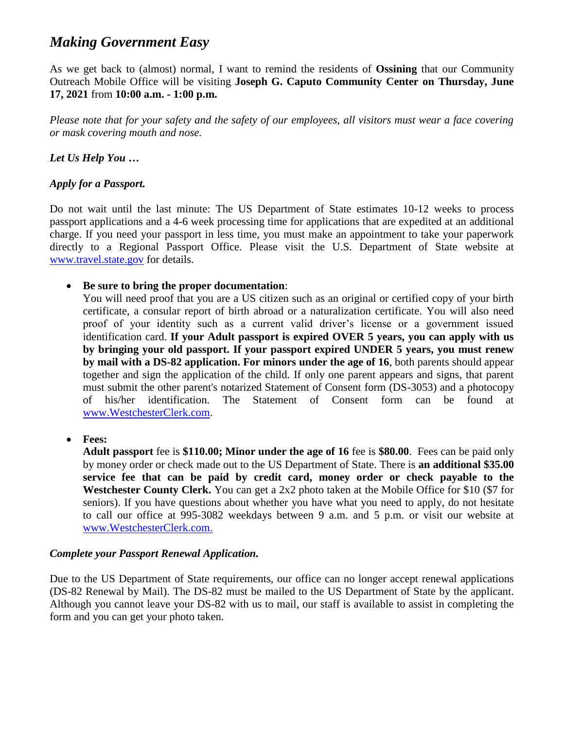# *Making Government Easy*

As we get back to (almost) normal, I want to remind the residents of **Ossining** that our Community Outreach Mobile Office will be visiting **Joseph G. Caputo Community Center on Thursday, June 17, 2021** from **10:00 a.m. - 1:00 p.m.**

*Please note that for your safety and the safety of our employees, all visitors must wear a face covering or mask covering mouth and nose.*

***Let Us Help You …***

***Apply for a Passport.***

Do not wait until the last minute: The US Department of State estimates 10-12 weeks to process passport applications and a 4-6 week processing time for applications that are expedited at an additional charge. If you need your passport in less time, you must make an appointment to take your paperwork directly to a Regional Passport Office. Please visit the U.S. Department of State website at www.travel.state.gov for details.

- **Be sure to bring the proper documentation**:
  You will need proof that you are a US citizen such as an original or certified copy of your birth certificate, a consular report of birth abroad or a naturalization certificate. You will also need proof of your identity such as a current valid driver's license or a government issued identification card. **If your Adult passport is expired OVER 5 years, you can apply with us by bringing your old passport. If your passport expired UNDER 5 years, you must renew by mail with a DS-82 application. For minors under the age of 16**, both parents should appear together and sign the application of the child. If only one parent appears and signs, that parent must submit the other parent's notarized Statement of Consent form (DS-3053) and a photocopy of his/her identification. The Statement of Consent form can be found at www.WestchesterClerk.com.

- **Fees:**
  **Adult passport** fee is **$110.00; Minor under the age of 16** fee is **$80.00**. Fees can be paid only by money order or check made out to the US Department of State. There is **an additional $35.00 service fee that can be paid by credit card, money order or check payable to the Westchester County Clerk.** You can get a 2x2 photo taken at the Mobile Office for $10 ($7 for seniors). If you have questions about whether you have what you need to apply, do not hesitate to call our office at 995-3082 weekdays between 9 a.m. and 5 p.m. or visit our website at www.WestchesterClerk.com.

***Complete your Passport Renewal Application.***

Due to the US Department of State requirements, our office can no longer accept renewal applications (DS-82 Renewal by Mail). The DS-82 must be mailed to the US Department of State by the applicant. Although you cannot leave your DS-82 with us to mail, our staff is available to assist in completing the form and you can get your photo taken.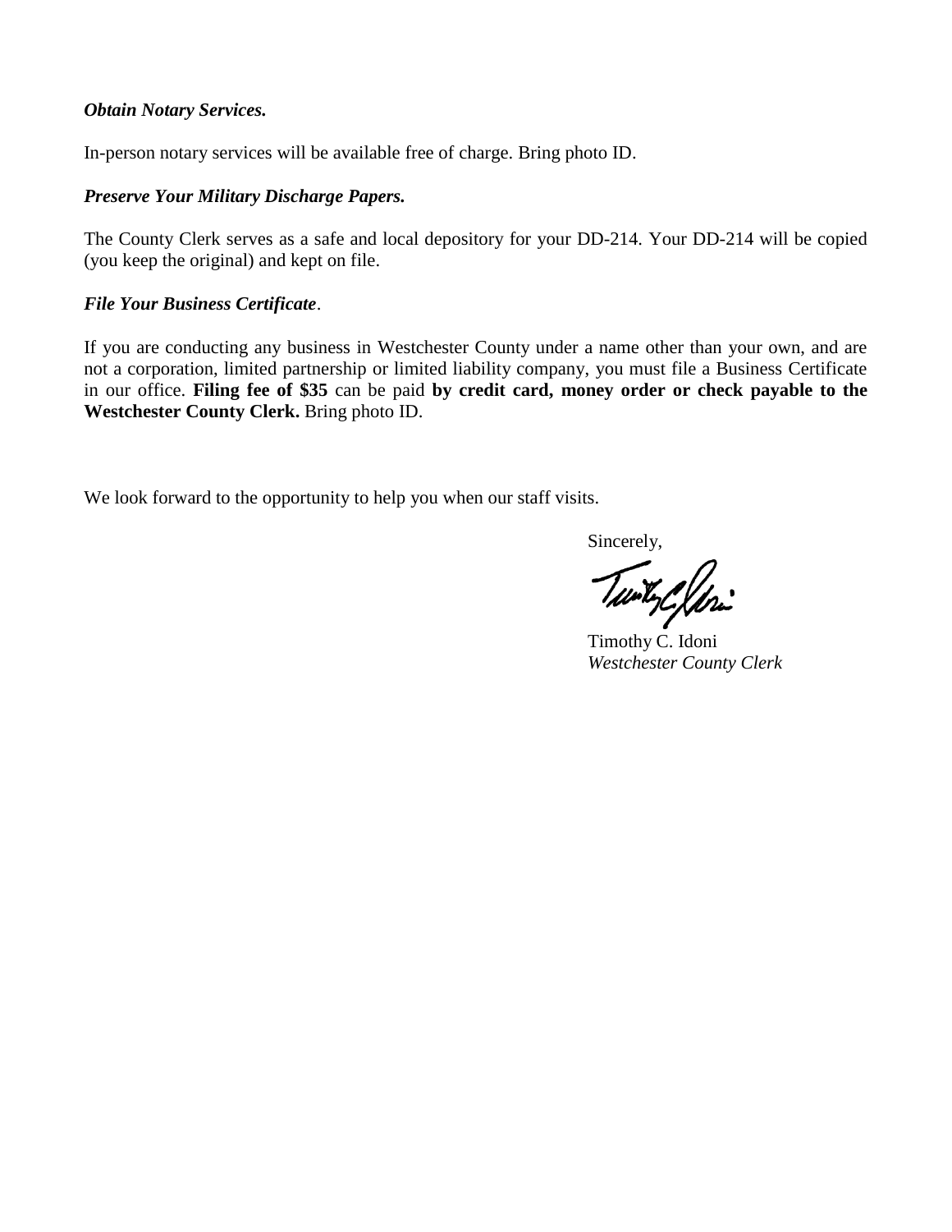***Obtain Notary Services.***

In-person notary services will be available free of charge. Bring photo ID.

***Preserve Your Military Discharge Papers.***

The County Clerk serves as a safe and local depository for your DD-214. Your DD-214 will be copied (you keep the original) and kept on file.

***File Your Business Certificate*.**

If you are conducting any business in Westchester County under a name other than your own, and are not a corporation, limited partnership or limited liability company, you must file a Business Certificate in our office. **Filing fee of $35** can be paid **by credit card, money order or check payable to the Westchester County Clerk.** Bring photo ID.

We look forward to the opportunity to help you when our staff visits.

Sincerely,

Timothy C. Idoni
*Westchester County Clerk*